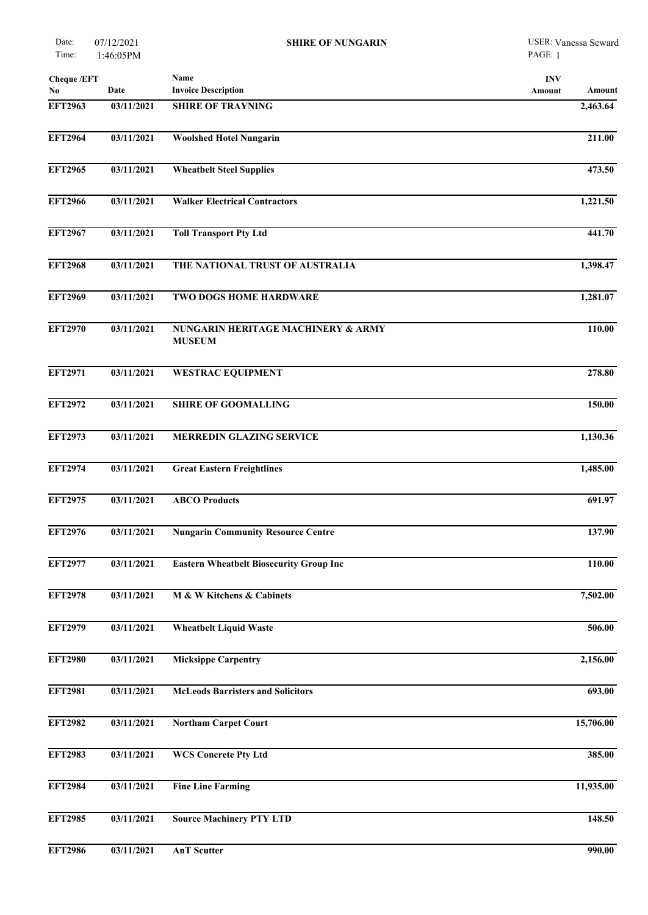# SHIRE OF NUNGARIN

Date: 07/12/2021
Time: 1:46:05PM

USER: Vanessa Seward
PAGE: 1

| Cheque /EFT No | Date | Name / Invoice Description | INV Amount | Amount |
|---|---|---|---|---|
| EFT2963 | 03/11/2021 | SHIRE OF TRAYNING | | 2,463.64 |
| EFT2964 | 03/11/2021 | Woolshed Hotel Nungarin | | 211.00 |
| EFT2965 | 03/11/2021 | Wheatbelt Steel Supplies | | 473.50 |
| EFT2966 | 03/11/2021 | Walker Electrical Contractors | | 1,221.50 |
| EFT2967 | 03/11/2021 | Toll Transport Pty Ltd | | 441.70 |
| EFT2968 | 03/11/2021 | THE NATIONAL TRUST OF AUSTRALIA | | 1,398.47 |
| EFT2969 | 03/11/2021 | TWO DOGS HOME HARDWARE | | 1,281.07 |
| EFT2970 | 03/11/2021 | NUNGARIN HERITAGE MACHINERY & ARMY MUSEUM | | 110.00 |
| EFT2971 | 03/11/2021 | WESTRAC EQUIPMENT | | 278.80 |
| EFT2972 | 03/11/2021 | SHIRE OF GOOMALLING | | 150.00 |
| EFT2973 | 03/11/2021 | MERREDIN GLAZING SERVICE | | 1,130.36 |
| EFT2974 | 03/11/2021 | Great Eastern Freightlines | | 1,485.00 |
| EFT2975 | 03/11/2021 | ABCO Products | | 691.97 |
| EFT2976 | 03/11/2021 | Nungarin Community Resource Centre | | 137.90 |
| EFT2977 | 03/11/2021 | Eastern Wheatbelt Biosecurity Group Inc | | 110.00 |
| EFT2978 | 03/11/2021 | M & W Kitchens & Cabinets | | 7,502.00 |
| EFT2979 | 03/11/2021 | Wheatbelt Liquid Waste | | 506.00 |
| EFT2980 | 03/11/2021 | Micksippe Carpentry | | 2,156.00 |
| EFT2981 | 03/11/2021 | McLeods Barristers and Solicitors | | 693.00 |
| EFT2982 | 03/11/2021 | Northam Carpet Court | | 15,706.00 |
| EFT2983 | 03/11/2021 | WCS Concrete Pty Ltd | | 385.00 |
| EFT2984 | 03/11/2021 | Fine Line Farming | | 11,935.00 |
| EFT2985 | 03/11/2021 | Source Machinery PTY LTD | | 148.50 |
| EFT2986 | 03/11/2021 | AnT Scutter | | 990.00 |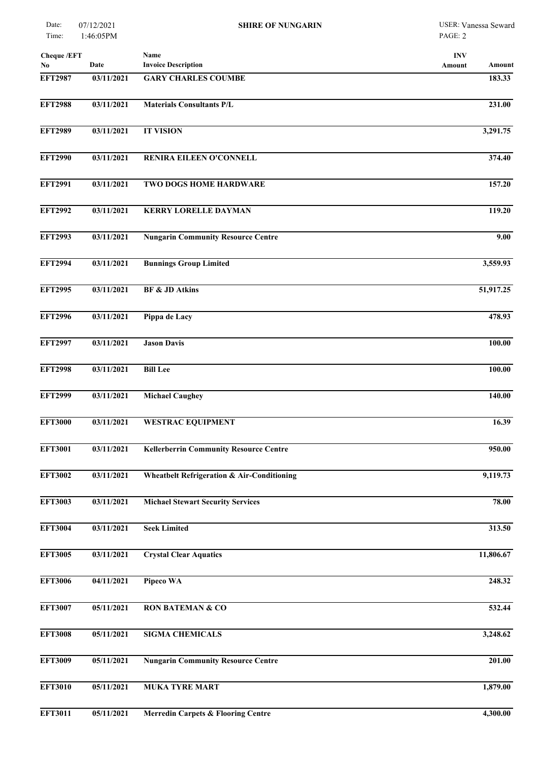| Cheque /EFT No | Date | Name<br>Invoice Description | INV Amount | Amount |
|---|---|---|---|---|
| **EFT2987** | **03/11/2021** | **GARY CHARLES COUMBE** | | **183.33** |
| **EFT2988** | **03/11/2021** | **Materials Consultants P/L** | | **231.00** |
| **EFT2989** | **03/11/2021** | **IT VISION** | | **3,291.75** |
| **EFT2990** | **03/11/2021** | **RENIRA EILEEN O'CONNELL** | | **374.40** |
| **EFT2991** | **03/11/2021** | **TWO DOGS HOME HARDWARE** | | **157.20** |
| **EFT2992** | **03/11/2021** | **KERRY LORELLE DAYMAN** | | **119.20** |
| **EFT2993** | **03/11/2021** | **Nungarin Community Resource Centre** | | **9.00** |
| **EFT2994** | **03/11/2021** | **Bunnings Group Limited** | | **3,559.93** |
| **EFT2995** | **03/11/2021** | **BF & JD Atkins** | | **51,917.25** |
| **EFT2996** | **03/11/2021** | **Pippa de Lacy** | | **478.93** |
| **EFT2997** | **03/11/2021** | **Jason Davis** | | **100.00** |
| **EFT2998** | **03/11/2021** | **Bill Lee** | | **100.00** |
| **EFT2999** | **03/11/2021** | **Michael Caughey** | | **140.00** |
| **EFT3000** | **03/11/2021** | **WESTRAC EQUIPMENT** | | **16.39** |
| **EFT3001** | **03/11/2021** | **Kellerberrin Community Resource Centre** | | **950.00** |
| **EFT3002** | **03/11/2021** | **Wheatbelt Refrigeration & Air-Conditioning** | | **9,119.73** |
| **EFT3003** | **03/11/2021** | **Michael Stewart Security Services** | | **78.00** |
| **EFT3004** | **03/11/2021** | **Seek Limited** | | **313.50** |
| **EFT3005** | **03/11/2021** | **Crystal Clear Aquatics** | | **11,806.67** |
| **EFT3006** | **04/11/2021** | **Pipeco WA** | | **248.32** |
| **EFT3007** | **05/11/2021** | **RON BATEMAN & CO** | | **532.44** |
| **EFT3008** | **05/11/2021** | **SIGMA CHEMICALS** | | **3,248.62** |
| **EFT3009** | **05/11/2021** | **Nungarin Community Resource Centre** | | **201.00** |
| **EFT3010** | **05/11/2021** | **MUKA TYRE MART** | | **1,879.00** |
| **EFT3011** | **05/11/2021** | **Merredin Carpets & Flooring Centre** | | **4,300.00** |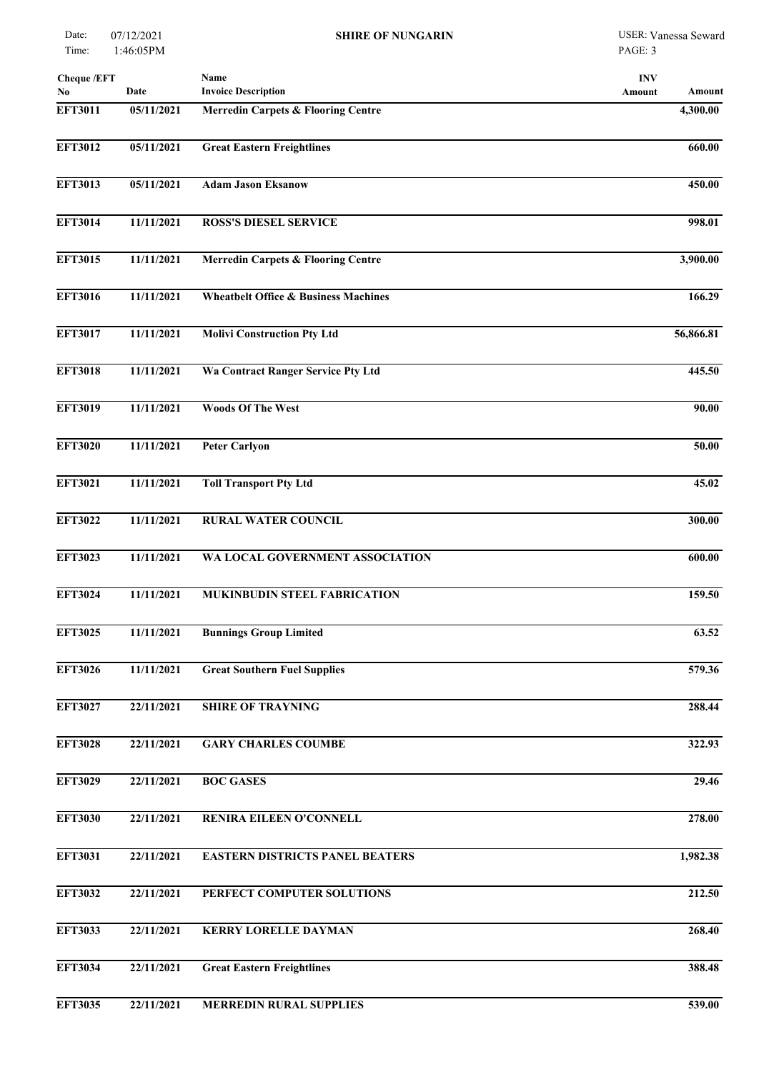| Cheque /EFT No | Date | Name Invoice Description | INV Amount | Amount |
|---|---|---|---|---|
| EFT3011 | 05/11/2021 | Merredin Carpets & Flooring Centre | | 4,300.00 |
| EFT3012 | 05/11/2021 | Great Eastern Freightlines | | 660.00 |
| EFT3013 | 05/11/2021 | Adam Jason Eksanow | | 450.00 |
| EFT3014 | 11/11/2021 | ROSS'S DIESEL SERVICE | | 998.01 |
| EFT3015 | 11/11/2021 | Merredin Carpets & Flooring Centre | | 3,900.00 |
| EFT3016 | 11/11/2021 | Wheatbelt Office & Business Machines | | 166.29 |
| EFT3017 | 11/11/2021 | Molivi Construction Pty Ltd | | 56,866.81 |
| EFT3018 | 11/11/2021 | Wa Contract Ranger Service Pty Ltd | | 445.50 |
| EFT3019 | 11/11/2021 | Woods Of The West | | 90.00 |
| EFT3020 | 11/11/2021 | Peter Carlyon | | 50.00 |
| EFT3021 | 11/11/2021 | Toll Transport Pty Ltd | | 45.02 |
| EFT3022 | 11/11/2021 | RURAL WATER COUNCIL | | 300.00 |
| EFT3023 | 11/11/2021 | WA LOCAL GOVERNMENT ASSOCIATION | | 600.00 |
| EFT3024 | 11/11/2021 | MUKINBUDIN STEEL FABRICATION | | 159.50 |
| EFT3025 | 11/11/2021 | Bunnings Group Limited | | 63.52 |
| EFT3026 | 11/11/2021 | Great Southern Fuel Supplies | | 579.36 |
| EFT3027 | 22/11/2021 | SHIRE OF TRAYNING | | 288.44 |
| EFT3028 | 22/11/2021 | GARY CHARLES COUMBE | | 322.93 |
| EFT3029 | 22/11/2021 | BOC GASES | | 29.46 |
| EFT3030 | 22/11/2021 | RENIRA EILEEN O'CONNELL | | 278.00 |
| EFT3031 | 22/11/2021 | EASTERN DISTRICTS PANEL BEATERS | | 1,982.38 |
| EFT3032 | 22/11/2021 | PERFECT COMPUTER SOLUTIONS | | 212.50 |
| EFT3033 | 22/11/2021 | KERRY LORELLE DAYMAN | | 268.40 |
| EFT3034 | 22/11/2021 | Great Eastern Freightlines | | 388.48 |
| EFT3035 | 22/11/2021 | MERREDIN RURAL SUPPLIES | | 539.00 |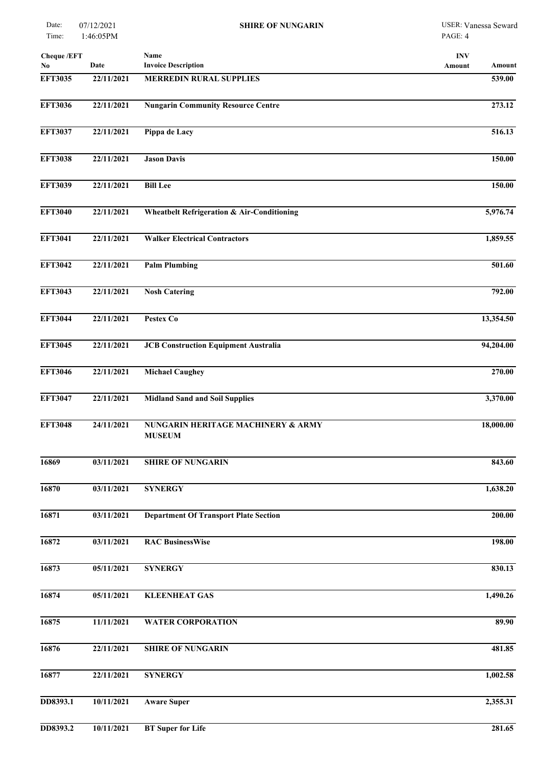| Cheque /EFT No | Date | Name<br>Invoice Description | INV Amount | Amount |
|---|---|---|---|---|
| EFT3035 | 22/11/2021 | MERREDIN RURAL SUPPLIES | | 539.00 |
| EFT3036 | 22/11/2021 | Nungarin Community Resource Centre | | 273.12 |
| EFT3037 | 22/11/2021 | Pippa de Lacy | | 516.13 |
| EFT3038 | 22/11/2021 | Jason Davis | | 150.00 |
| EFT3039 | 22/11/2021 | Bill Lee | | 150.00 |
| EFT3040 | 22/11/2021 | Wheatbelt Refrigeration & Air-Conditioning | | 5,976.74 |
| EFT3041 | 22/11/2021 | Walker Electrical Contractors | | 1,859.55 |
| EFT3042 | 22/11/2021 | Palm Plumbing | | 501.60 |
| EFT3043 | 22/11/2021 | Nosh Catering | | 792.00 |
| EFT3044 | 22/11/2021 | Pestex Co | | 13,354.50 |
| EFT3045 | 22/11/2021 | JCB Construction Equipment Australia | | 94,204.00 |
| EFT3046 | 22/11/2021 | Michael Caughey | | 270.00 |
| EFT3047 | 22/11/2021 | Midland Sand and Soil Supplies | | 3,370.00 |
| EFT3048 | 24/11/2021 | NUNGARIN HERITAGE MACHINERY & ARMY MUSEUM | | 18,000.00 |
| 16869 | 03/11/2021 | SHIRE OF NUNGARIN | | 843.60 |
| 16870 | 03/11/2021 | SYNERGY | | 1,638.20 |
| 16871 | 03/11/2021 | Department Of Transport Plate Section | | 200.00 |
| 16872 | 03/11/2021 | RAC BusinessWise | | 198.00 |
| 16873 | 05/11/2021 | SYNERGY | | 830.13 |
| 16874 | 05/11/2021 | KLEENHEAT GAS | | 1,490.26 |
| 16875 | 11/11/2021 | WATER CORPORATION | | 89.90 |
| 16876 | 22/11/2021 | SHIRE OF NUNGARIN | | 481.85 |
| 16877 | 22/11/2021 | SYNERGY | | 1,002.58 |
| DD8393.1 | 10/11/2021 | Aware Super | | 2,355.31 |
| DD8393.2 | 10/11/2021 | BT Super for Life | | 281.65 |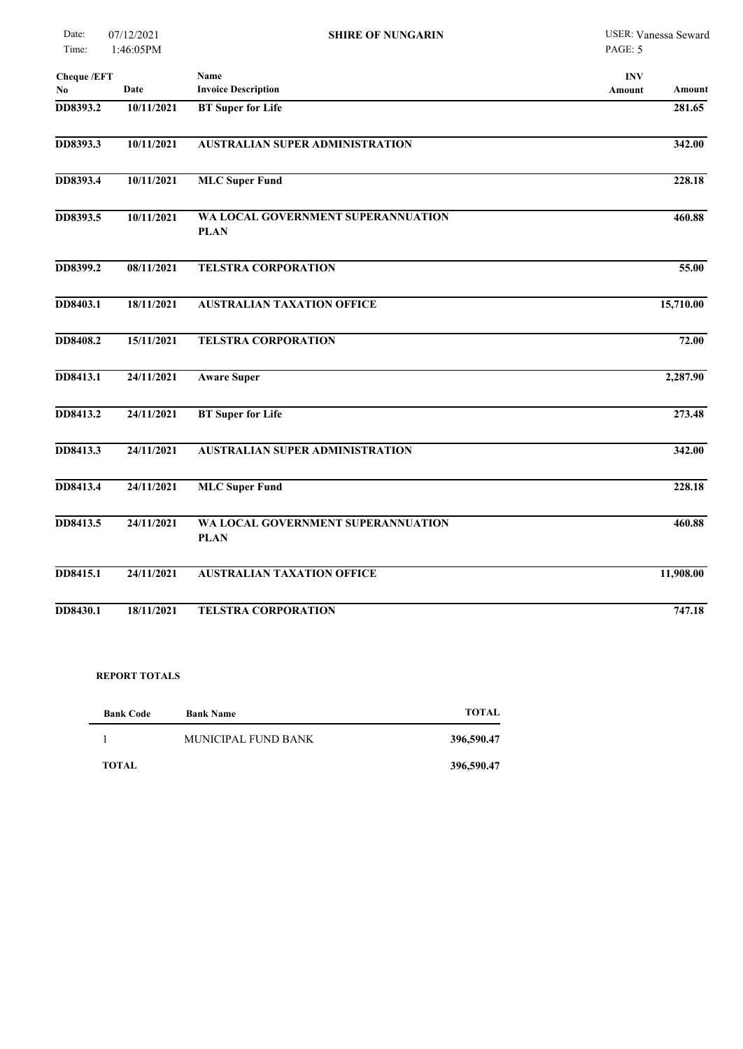| Cheque /EFT No | Date | Name / Invoice Description | INV Amount | Amount |
|---|---|---|---|---|
| DD8393.2 | 10/11/2021 | **BT Super for Life** | | 281.65 |
| DD8393.3 | 10/11/2021 | **AUSTRALIAN SUPER ADMINISTRATION** | | 342.00 |
| DD8393.4 | 10/11/2021 | **MLC Super Fund** | | 228.18 |
| DD8393.5 | 10/11/2021 | **WA LOCAL GOVERNMENT SUPERANNUATION PLAN** | | 460.88 |
| DD8399.2 | 08/11/2021 | **TELSTRA CORPORATION** | | 55.00 |
| DD8403.1 | 18/11/2021 | **AUSTRALIAN TAXATION OFFICE** | | 15,710.00 |
| DD8408.2 | 15/11/2021 | **TELSTRA CORPORATION** | | 72.00 |
| DD8413.1 | 24/11/2021 | **Aware Super** | | 2,287.90 |
| DD8413.2 | 24/11/2021 | **BT Super for Life** | | 273.48 |
| DD8413.3 | 24/11/2021 | **AUSTRALIAN SUPER ADMINISTRATION** | | 342.00 |
| DD8413.4 | 24/11/2021 | **MLC Super Fund** | | 228.18 |
| DD8413.5 | 24/11/2021 | **WA LOCAL GOVERNMENT SUPERANNUATION PLAN** | | 460.88 |
| DD8415.1 | 24/11/2021 | **AUSTRALIAN TAXATION OFFICE** | | 11,908.00 |
| DD8430.1 | 18/11/2021 | **TELSTRA CORPORATION** | | 747.18 |

**REPORT TOTALS**

| Bank Code | Bank Name | TOTAL |
|---|---|---|
| 1 | MUNICIPAL FUND BANK | 396,590.47 |
| **TOTAL** | | **396,590.47** |